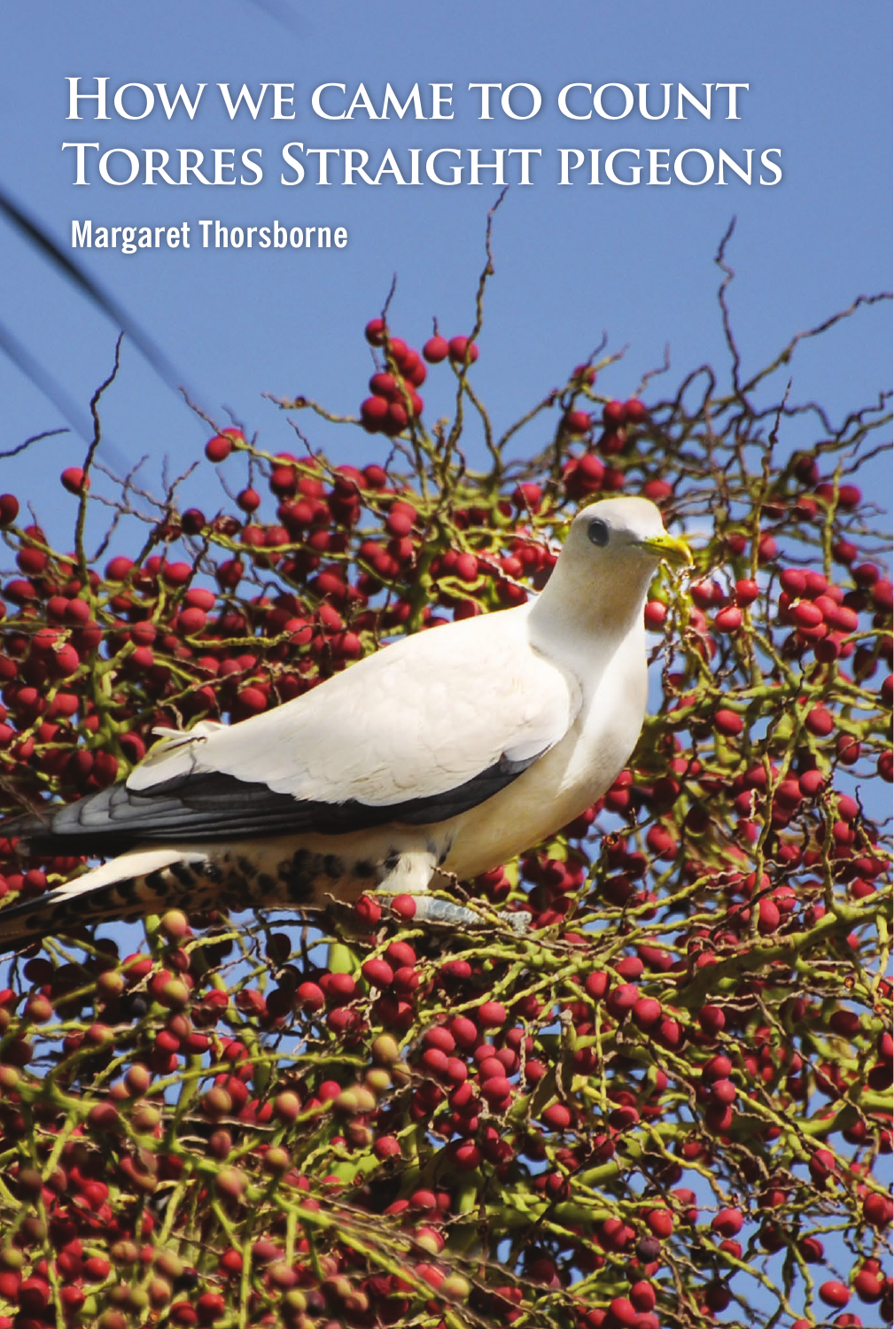# How we came to count Torres Straight pigeons

**Margaret Thorsborne**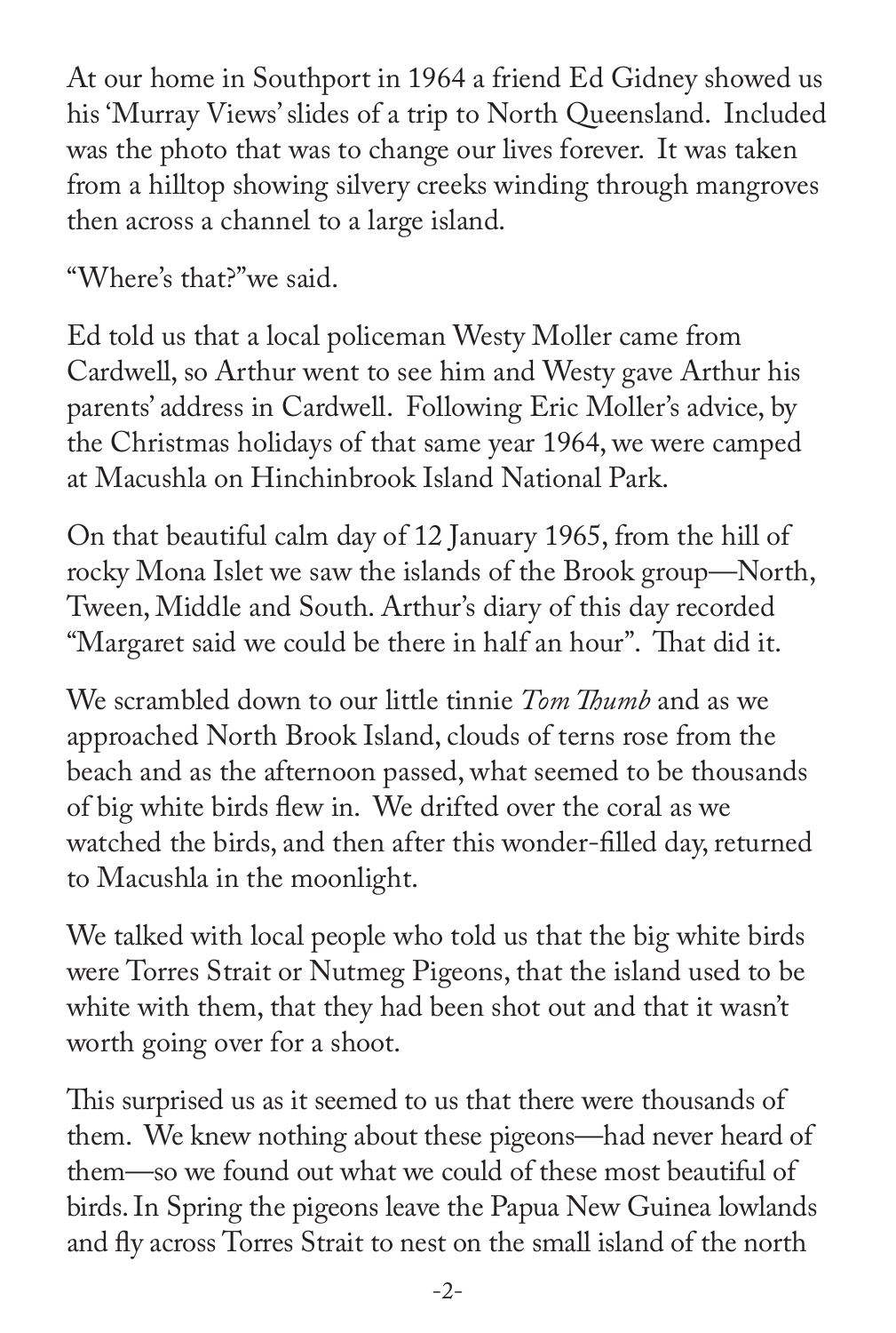At our home in Southport in 1964 a friend Ed Gidney showed us his 'Murray Views' slides of a trip to North Queensland. Included was the photo that was to change our lives forever. It was taken from a hilltop showing silvery creeks winding through mangroves then across a channel to a large island.

"Where's that?"we said.

Ed told us that a local policeman Westy Moller came from Cardwell, so Arthur went to see him and Westy gave Arthur his parents' address in Cardwell. Following Eric Moller's advice, by the Christmas holidays of that same year 1964, we were camped at Macushla on Hinchinbrook Island National Park.

On that beautiful calm day of 12 January 1965, from the hill of rocky Mona Islet we saw the islands of the Brook group—North, Tween, Middle and South. Arthur's diary of this day recorded "Margaret said we could be there in half an hour". That did it.

We scrambled down to our little tinnie *Tom Thumb* and as we approached North Brook Island, clouds of terns rose from the beach and as the afternoon passed, what seemed to be thousands of big white birds flew in. We drifted over the coral as we watched the birds, and then after this wonder-filled day, returned to Macushla in the moonlight.

We talked with local people who told us that the big white birds were Torres Strait or Nutmeg Pigeons, that the island used to be white with them, that they had been shot out and that it wasn't worth going over for a shoot.

This surprised us as it seemed to us that there were thousands of them. We knew nothing about these pigeons—had never heard of them—so we found out what we could of these most beautiful of birds. In Spring the pigeons leave the Papua New Guinea lowlands and fly across Torres Strait to nest on the small island of the north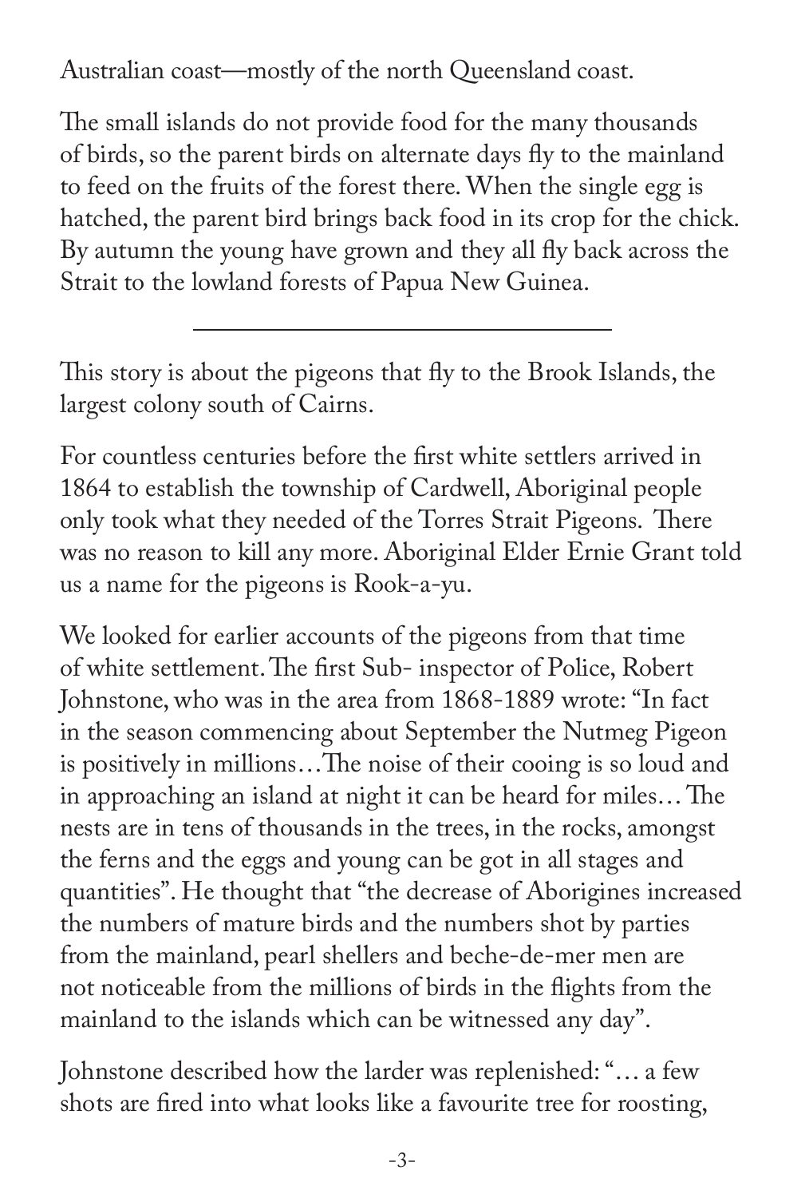Australian coast—mostly of the north Queensland coast.

The small islands do not provide food for the many thousands of birds, so the parent birds on alternate days fly to the mainland to feed on the fruits of the forest there. When the single egg is hatched, the parent bird brings back food in its crop for the chick. By autumn the young have grown and they all fly back across the Strait to the lowland forests of Papua New Guinea.

---

This story is about the pigeons that fly to the Brook Islands, the largest colony south of Cairns.

For countless centuries before the first white settlers arrived in 1864 to establish the township of Cardwell, Aboriginal people only took what they needed of the Torres Strait Pigeons. There was no reason to kill any more. Aboriginal Elder Ernie Grant told us a name for the pigeons is Rook-a-yu.

We looked for earlier accounts of the pigeons from that time of white settlement. The first Sub- inspector of Police, Robert Johnstone, who was in the area from 1868-1889 wrote: "In fact in the season commencing about September the Nutmeg Pigeon is positively in millions…The noise of their cooing is so loud and in approaching an island at night it can be heard for miles… The nests are in tens of thousands in the trees, in the rocks, amongst the ferns and the eggs and young can be got in all stages and quantities". He thought that "the decrease of Aborigines increased the numbers of mature birds and the numbers shot by parties from the mainland, pearl shellers and beche-de-mer men are not noticeable from the millions of birds in the flights from the mainland to the islands which can be witnessed any day".

Johnstone described how the larder was replenished: "… a few shots are fired into what looks like a favourite tree for roosting,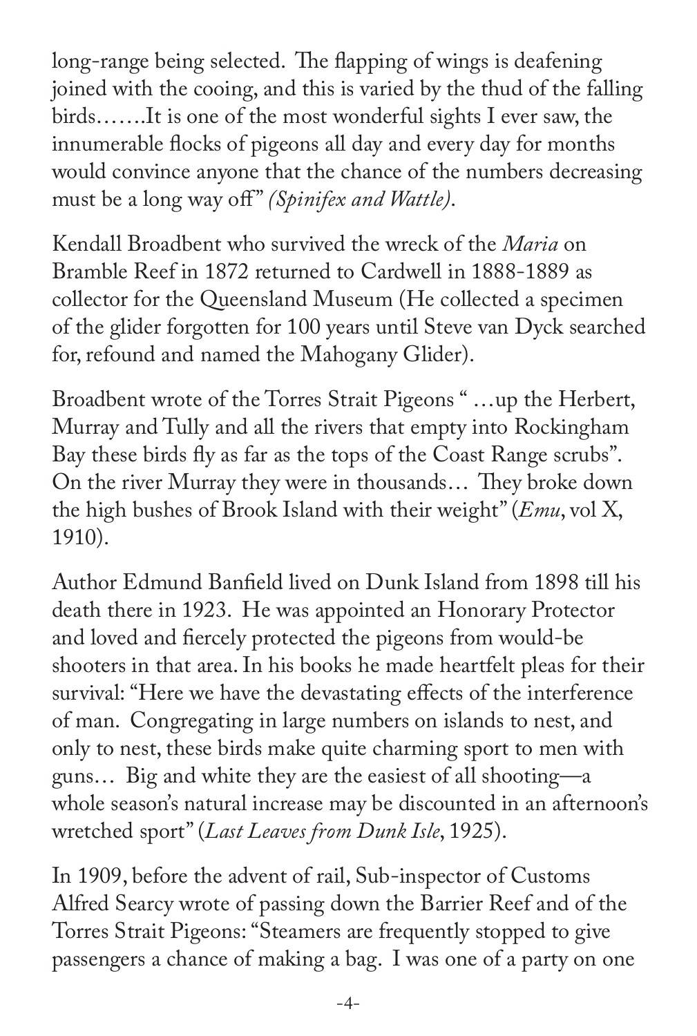long-range being selected. The flapping of wings is deafening joined with the cooing, and this is varied by the thud of the falling birds…….It is one of the most wonderful sights I ever saw, the innumerable flocks of pigeons all day and every day for months would convince anyone that the chance of the numbers decreasing must be a long way off" *(Spinifex and Wattle)*.

Kendall Broadbent who survived the wreck of the *Maria* on Bramble Reef in 1872 returned to Cardwell in 1888-1889 as collector for the Queensland Museum (He collected a specimen of the glider forgotten for 100 years until Steve van Dyck searched for, refound and named the Mahogany Glider).

Broadbent wrote of the Torres Strait Pigeons " …up the Herbert, Murray and Tully and all the rivers that empty into Rockingham Bay these birds fly as far as the tops of the Coast Range scrubs". On the river Murray they were in thousands… They broke down the high bushes of Brook Island with their weight" (*Emu*, vol X, 1910).

Author Edmund Banfield lived on Dunk Island from 1898 till his death there in 1923. He was appointed an Honorary Protector and loved and fiercely protected the pigeons from would-be shooters in that area. In his books he made heartfelt pleas for their survival: "Here we have the devastating effects of the interference of man. Congregating in large numbers on islands to nest, and only to nest, these birds make quite charming sport to men with guns… Big and white they are the easiest of all shooting—a whole season's natural increase may be discounted in an afternoon's wretched sport" (*Last Leaves from Dunk Isle*, 1925).

In 1909, before the advent of rail, Sub-inspector of Customs Alfred Searcy wrote of passing down the Barrier Reef and of the Torres Strait Pigeons: "Steamers are frequently stopped to give passengers a chance of making a bag. I was one of a party on one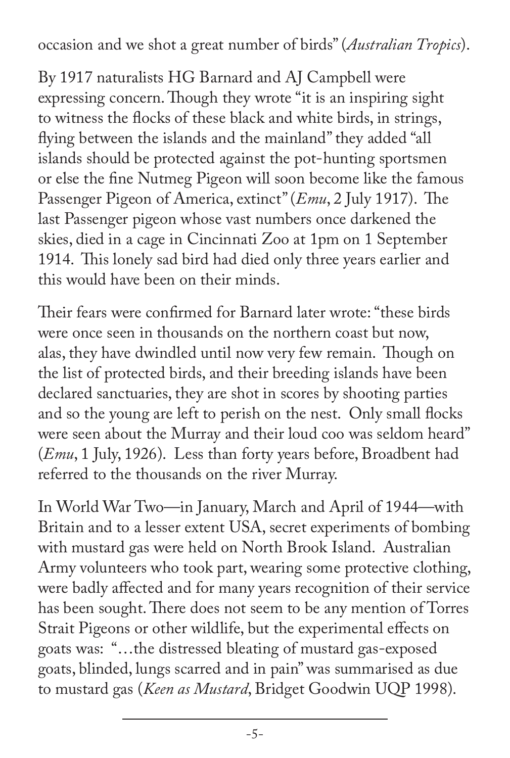occasion and we shot a great number of birds" (*Australian Tropics*).

By 1917 naturalists HG Barnard and AJ Campbell were expressing concern. Though they wrote "it is an inspiring sight to witness the flocks of these black and white birds, in strings, flying between the islands and the mainland" they added "all islands should be protected against the pot-hunting sportsmen or else the fine Nutmeg Pigeon will soon become like the famous Passenger Pigeon of America, extinct" (*Emu*, 2 July 1917). The last Passenger pigeon whose vast numbers once darkened the skies, died in a cage in Cincinnati Zoo at 1pm on 1 September 1914. This lonely sad bird had died only three years earlier and this would have been on their minds.

Their fears were confirmed for Barnard later wrote: "these birds were once seen in thousands on the northern coast but now, alas, they have dwindled until now very few remain. Though on the list of protected birds, and their breeding islands have been declared sanctuaries, they are shot in scores by shooting parties and so the young are left to perish on the nest. Only small flocks were seen about the Murray and their loud coo was seldom heard" (*Emu*, 1 July, 1926). Less than forty years before, Broadbent had referred to the thousands on the river Murray.

In World War Two—in January, March and April of 1944—with Britain and to a lesser extent USA, secret experiments of bombing with mustard gas were held on North Brook Island. Australian Army volunteers who took part, wearing some protective clothing, were badly affected and for many years recognition of their service has been sought. There does not seem to be any mention of Torres Strait Pigeons or other wildlife, but the experimental effects on goats was: "…the distressed bleating of mustard gas-exposed goats, blinded, lungs scarred and in pain" was summarised as due to mustard gas (*Keen as Mustard*, Bridget Goodwin UQP 1998).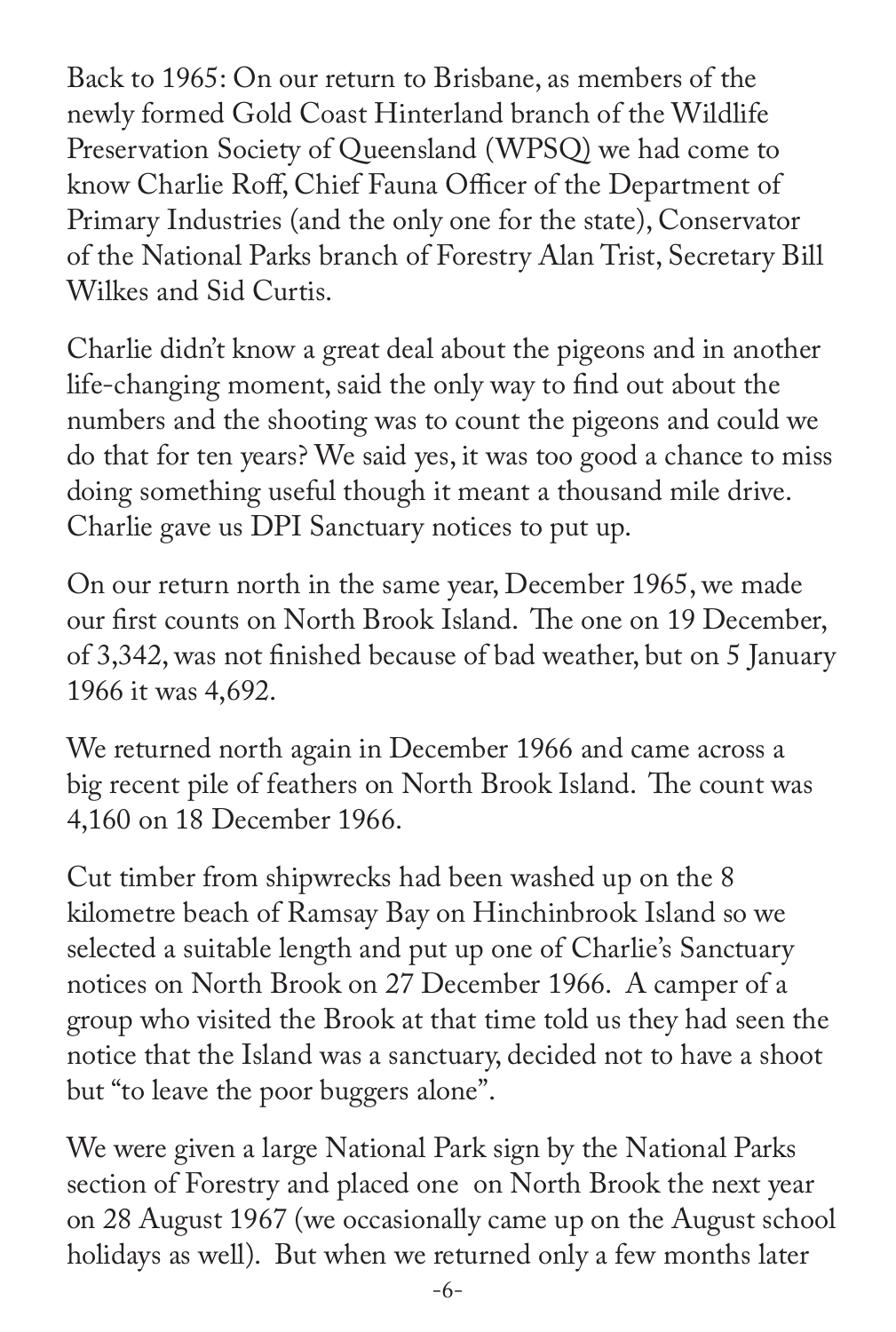Back to 1965: On our return to Brisbane, as members of the newly formed Gold Coast Hinterland branch of the Wildlife Preservation Society of Queensland (WPSQ) we had come to know Charlie Roff, Chief Fauna Officer of the Department of Primary Industries (and the only one for the state), Conservator of the National Parks branch of Forestry Alan Trist, Secretary Bill Wilkes and Sid Curtis.

Charlie didn't know a great deal about the pigeons and in another life-changing moment, said the only way to find out about the numbers and the shooting was to count the pigeons and could we do that for ten years? We said yes, it was too good a chance to miss doing something useful though it meant a thousand mile drive. Charlie gave us DPI Sanctuary notices to put up.

On our return north in the same year, December 1965, we made our first counts on North Brook Island. The one on 19 December, of 3,342, was not finished because of bad weather, but on 5 January 1966 it was 4,692.

We returned north again in December 1966 and came across a big recent pile of feathers on North Brook Island. The count was 4,160 on 18 December 1966.

Cut timber from shipwrecks had been washed up on the 8 kilometre beach of Ramsay Bay on Hinchinbrook Island so we selected a suitable length and put up one of Charlie's Sanctuary notices on North Brook on 27 December 1966. A camper of a group who visited the Brook at that time told us they had seen the notice that the Island was a sanctuary, decided not to have a shoot but "to leave the poor buggers alone".

We were given a large National Park sign by the National Parks section of Forestry and placed one on North Brook the next year on 28 August 1967 (we occasionally came up on the August school holidays as well). But when we returned only a few months later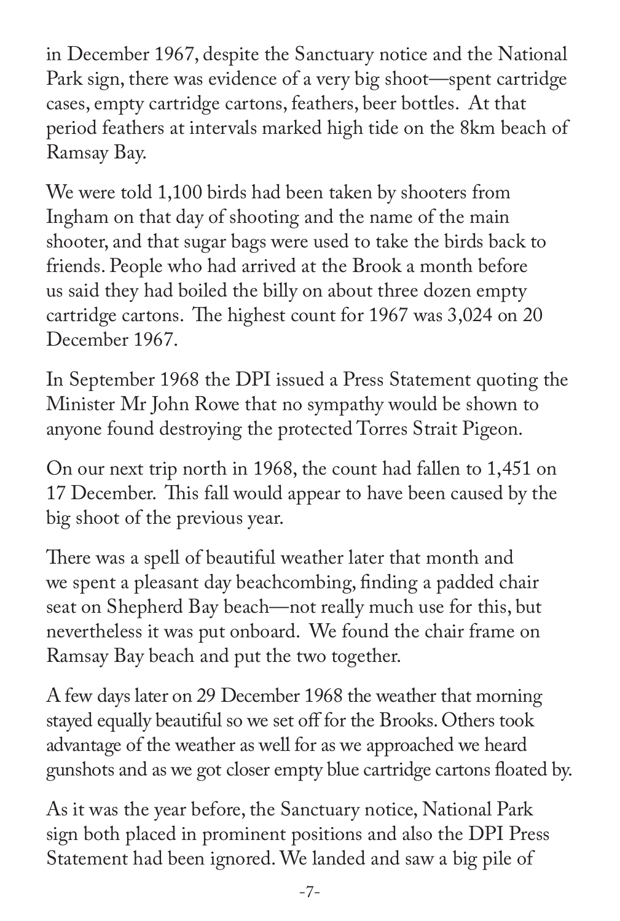in December 1967, despite the Sanctuary notice and the National Park sign, there was evidence of a very big shoot—spent cartridge cases, empty cartridge cartons, feathers, beer bottles. At that period feathers at intervals marked high tide on the 8km beach of Ramsay Bay.

We were told 1,100 birds had been taken by shooters from Ingham on that day of shooting and the name of the main shooter, and that sugar bags were used to take the birds back to friends. People who had arrived at the Brook a month before us said they had boiled the billy on about three dozen empty cartridge cartons. The highest count for 1967 was 3,024 on 20 December 1967.

In September 1968 the DPI issued a Press Statement quoting the Minister Mr John Rowe that no sympathy would be shown to anyone found destroying the protected Torres Strait Pigeon.

On our next trip north in 1968, the count had fallen to 1,451 on 17 December. This fall would appear to have been caused by the big shoot of the previous year.

There was a spell of beautiful weather later that month and we spent a pleasant day beachcombing, finding a padded chair seat on Shepherd Bay beach—not really much use for this, but nevertheless it was put onboard. We found the chair frame on Ramsay Bay beach and put the two together.

A few days later on 29 December 1968 the weather that morning stayed equally beautiful so we set off for the Brooks. Others took advantage of the weather as well for as we approached we heard gunshots and as we got closer empty blue cartridge cartons floated by.

As it was the year before, the Sanctuary notice, National Park sign both placed in prominent positions and also the DPI Press Statement had been ignored. We landed and saw a big pile of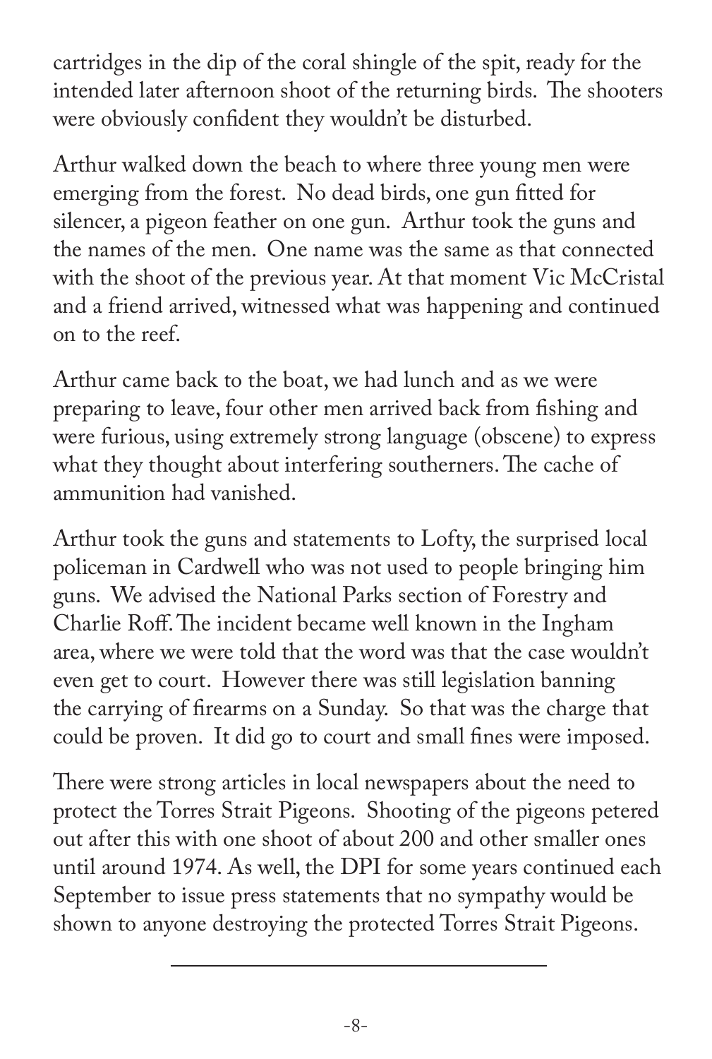cartridges in the dip of the coral shingle of the spit, ready for the intended later afternoon shoot of the returning birds. The shooters were obviously confident they wouldn't be disturbed.

Arthur walked down the beach to where three young men were emerging from the forest. No dead birds, one gun fitted for silencer, a pigeon feather on one gun. Arthur took the guns and the names of the men. One name was the same as that connected with the shoot of the previous year. At that moment Vic McCristal and a friend arrived, witnessed what was happening and continued on to the reef.

Arthur came back to the boat, we had lunch and as we were preparing to leave, four other men arrived back from fishing and were furious, using extremely strong language (obscene) to express what they thought about interfering southerners. The cache of ammunition had vanished.

Arthur took the guns and statements to Lofty, the surprised local policeman in Cardwell who was not used to people bringing him guns. We advised the National Parks section of Forestry and Charlie Roff. The incident became well known in the Ingham area, where we were told that the word was that the case wouldn't even get to court. However there was still legislation banning the carrying of firearms on a Sunday. So that was the charge that could be proven. It did go to court and small fines were imposed.

There were strong articles in local newspapers about the need to protect the Torres Strait Pigeons. Shooting of the pigeons petered out after this with one shoot of about 200 and other smaller ones until around 1974. As well, the DPI for some years continued each September to issue press statements that no sympathy would be shown to anyone destroying the protected Torres Strait Pigeons.

---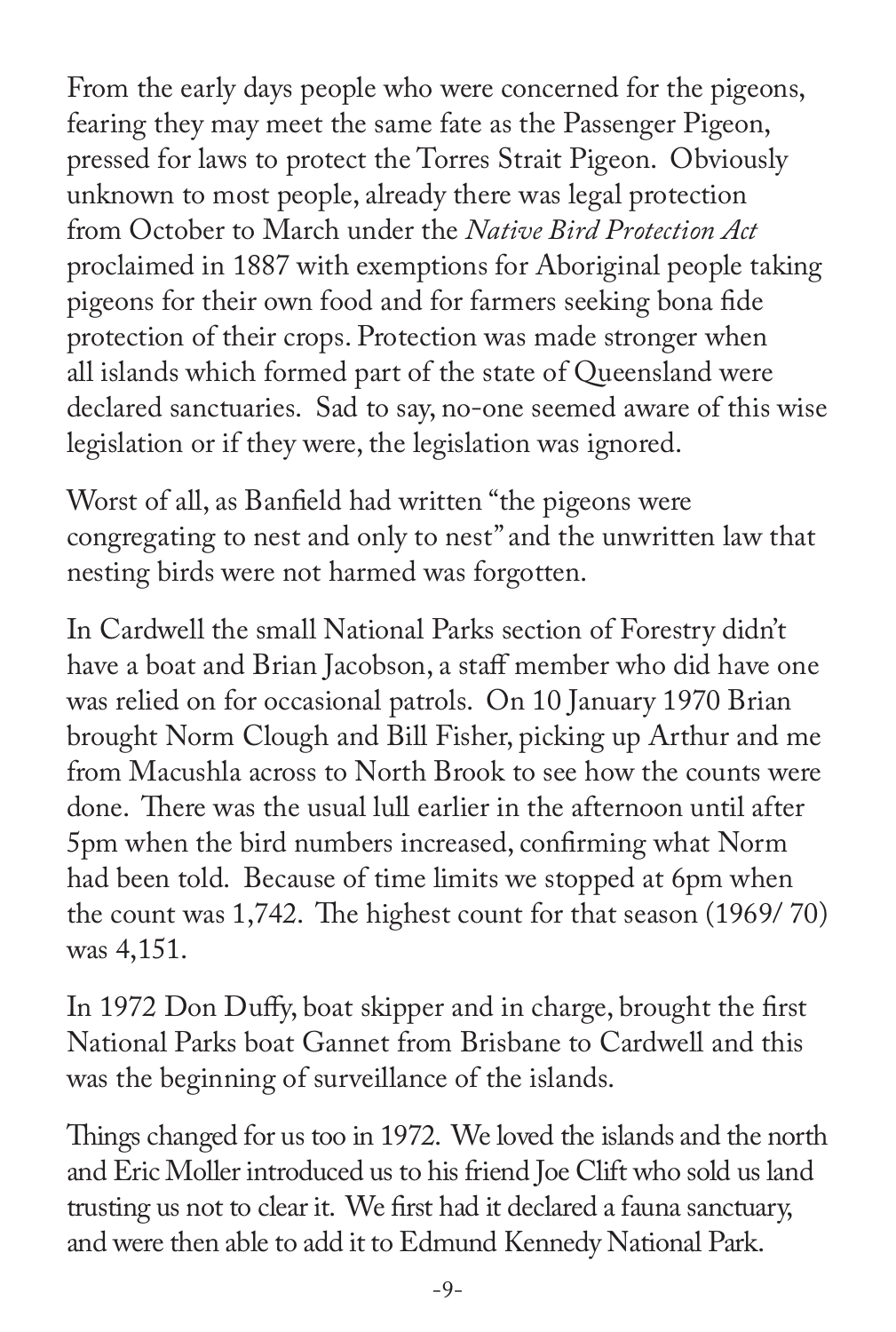From the early days people who were concerned for the pigeons, fearing they may meet the same fate as the Passenger Pigeon, pressed for laws to protect the Torres Strait Pigeon. Obviously unknown to most people, already there was legal protection from October to March under the *Native Bird Protection Act* proclaimed in 1887 with exemptions for Aboriginal people taking pigeons for their own food and for farmers seeking bona fide protection of their crops. Protection was made stronger when all islands which formed part of the state of Queensland were declared sanctuaries. Sad to say, no-one seemed aware of this wise legislation or if they were, the legislation was ignored.

Worst of all, as Banfield had written "the pigeons were congregating to nest and only to nest" and the unwritten law that nesting birds were not harmed was forgotten.

In Cardwell the small National Parks section of Forestry didn't have a boat and Brian Jacobson, a staff member who did have one was relied on for occasional patrols. On 10 January 1970 Brian brought Norm Clough and Bill Fisher, picking up Arthur and me from Macushla across to North Brook to see how the counts were done. There was the usual lull earlier in the afternoon until after 5pm when the bird numbers increased, confirming what Norm had been told. Because of time limits we stopped at 6pm when the count was 1,742. The highest count for that season (1969/ 70) was 4,151.

In 1972 Don Duffy, boat skipper and in charge, brought the first National Parks boat Gannet from Brisbane to Cardwell and this was the beginning of surveillance of the islands.

Things changed for us too in 1972. We loved the islands and the north and Eric Moller introduced us to his friend Joe Clift who sold us land trusting us not to clear it. We first had it declared a fauna sanctuary, and were then able to add it to Edmund Kennedy National Park.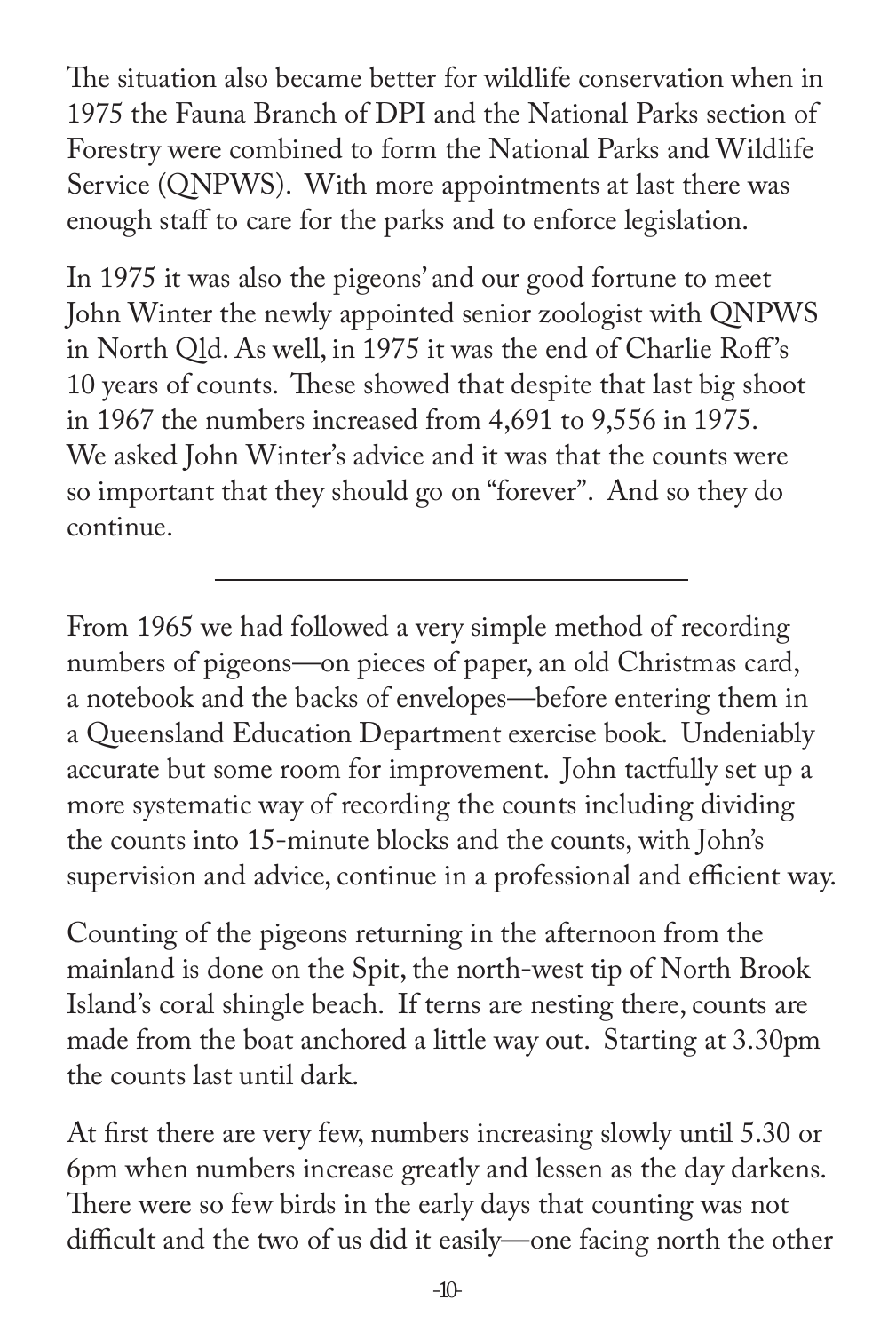The situation also became better for wildlife conservation when in 1975 the Fauna Branch of DPI and the National Parks section of Forestry were combined to form the National Parks and Wildlife Service (QNPWS). With more appointments at last there was enough staff to care for the parks and to enforce legislation.

In 1975 it was also the pigeons' and our good fortune to meet John Winter the newly appointed senior zoologist with QNPWS in North Qld. As well, in 1975 it was the end of Charlie Roff's 10 years of counts. These showed that despite that last big shoot in 1967 the numbers increased from 4,691 to 9,556 in 1975. We asked John Winter's advice and it was that the counts were so important that they should go on "forever". And so they do continue.

---

From 1965 we had followed a very simple method of recording numbers of pigeons—on pieces of paper, an old Christmas card, a notebook and the backs of envelopes—before entering them in a Queensland Education Department exercise book. Undeniably accurate but some room for improvement. John tactfully set up a more systematic way of recording the counts including dividing the counts into 15-minute blocks and the counts, with John's supervision and advice, continue in a professional and efficient way.

Counting of the pigeons returning in the afternoon from the mainland is done on the Spit, the north-west tip of North Brook Island's coral shingle beach. If terns are nesting there, counts are made from the boat anchored a little way out. Starting at 3.30pm the counts last until dark.

At first there are very few, numbers increasing slowly until 5.30 or 6pm when numbers increase greatly and lessen as the day darkens. There were so few birds in the early days that counting was not difficult and the two of us did it easily—one facing north the other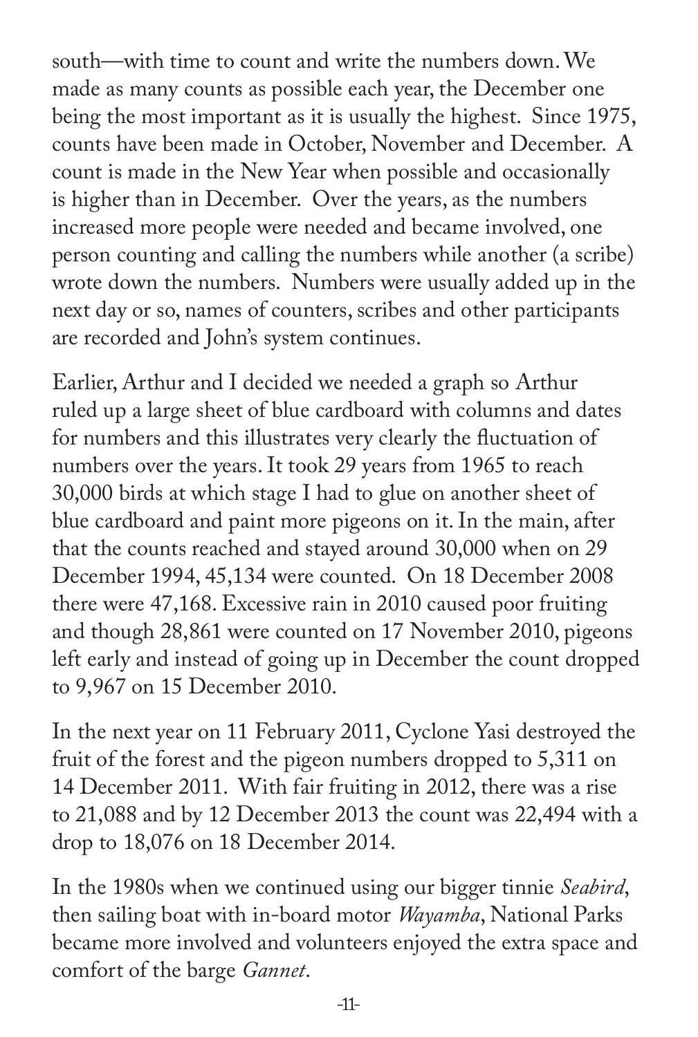south—with time to count and write the numbers down. We made as many counts as possible each year, the December one being the most important as it is usually the highest. Since 1975, counts have been made in October, November and December. A count is made in the New Year when possible and occasionally is higher than in December. Over the years, as the numbers increased more people were needed and became involved, one person counting and calling the numbers while another (a scribe) wrote down the numbers. Numbers were usually added up in the next day or so, names of counters, scribes and other participants are recorded and John's system continues.

Earlier, Arthur and I decided we needed a graph so Arthur ruled up a large sheet of blue cardboard with columns and dates for numbers and this illustrates very clearly the fluctuation of numbers over the years. It took 29 years from 1965 to reach 30,000 birds at which stage I had to glue on another sheet of blue cardboard and paint more pigeons on it. In the main, after that the counts reached and stayed around 30,000 when on 29 December 1994, 45,134 were counted. On 18 December 2008 there were 47,168. Excessive rain in 2010 caused poor fruiting and though 28,861 were counted on 17 November 2010, pigeons left early and instead of going up in December the count dropped to 9,967 on 15 December 2010.

In the next year on 11 February 2011, Cyclone Yasi destroyed the fruit of the forest and the pigeon numbers dropped to 5,311 on 14 December 2011. With fair fruiting in 2012, there was a rise to 21,088 and by 12 December 2013 the count was 22,494 with a drop to 18,076 on 18 December 2014.

In the 1980s when we continued using our bigger tinnie *Seabird*, then sailing boat with in-board motor *Wayamba*, National Parks became more involved and volunteers enjoyed the extra space and comfort of the barge *Gannet*.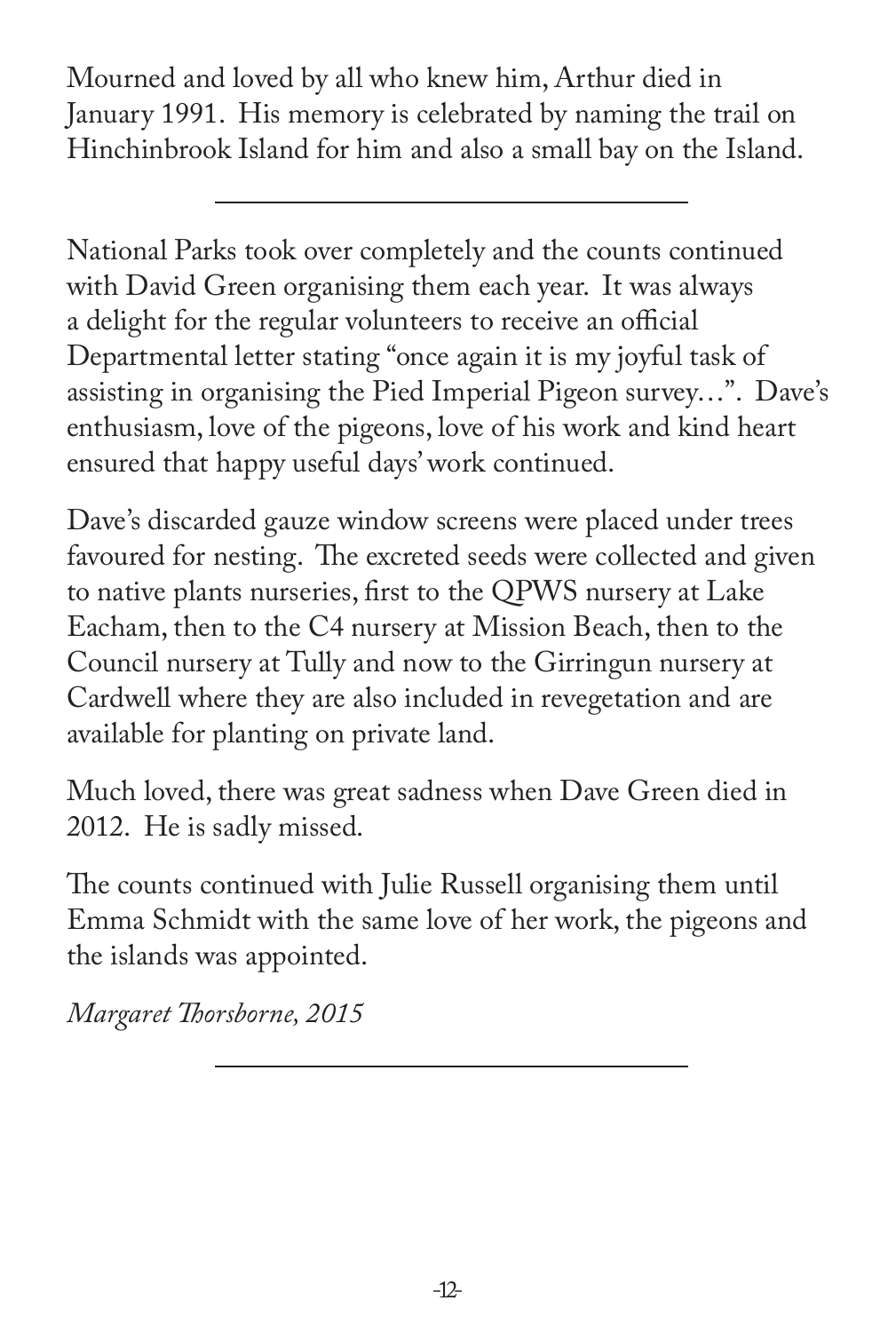Mourned and loved by all who knew him, Arthur died in January 1991. His memory is celebrated by naming the trail on Hinchinbrook Island for him and also a small bay on the Island.

---

National Parks took over completely and the counts continued with David Green organising them each year. It was always a delight for the regular volunteers to receive an official Departmental letter stating "once again it is my joyful task of assisting in organising the Pied Imperial Pigeon survey…". Dave's enthusiasm, love of the pigeons, love of his work and kind heart ensured that happy useful days' work continued.

Dave's discarded gauze window screens were placed under trees favoured for nesting. The excreted seeds were collected and given to native plants nurseries, first to the QPWS nursery at Lake Eacham, then to the C4 nursery at Mission Beach, then to the Council nursery at Tully and now to the Girringun nursery at Cardwell where they are also included in revegetation and are available for planting on private land.

Much loved, there was great sadness when Dave Green died in 2012. He is sadly missed.

The counts continued with Julie Russell organising them until Emma Schmidt with the same love of her work, the pigeons and the islands was appointed.

*Margaret Thorsborne, 2015*

---